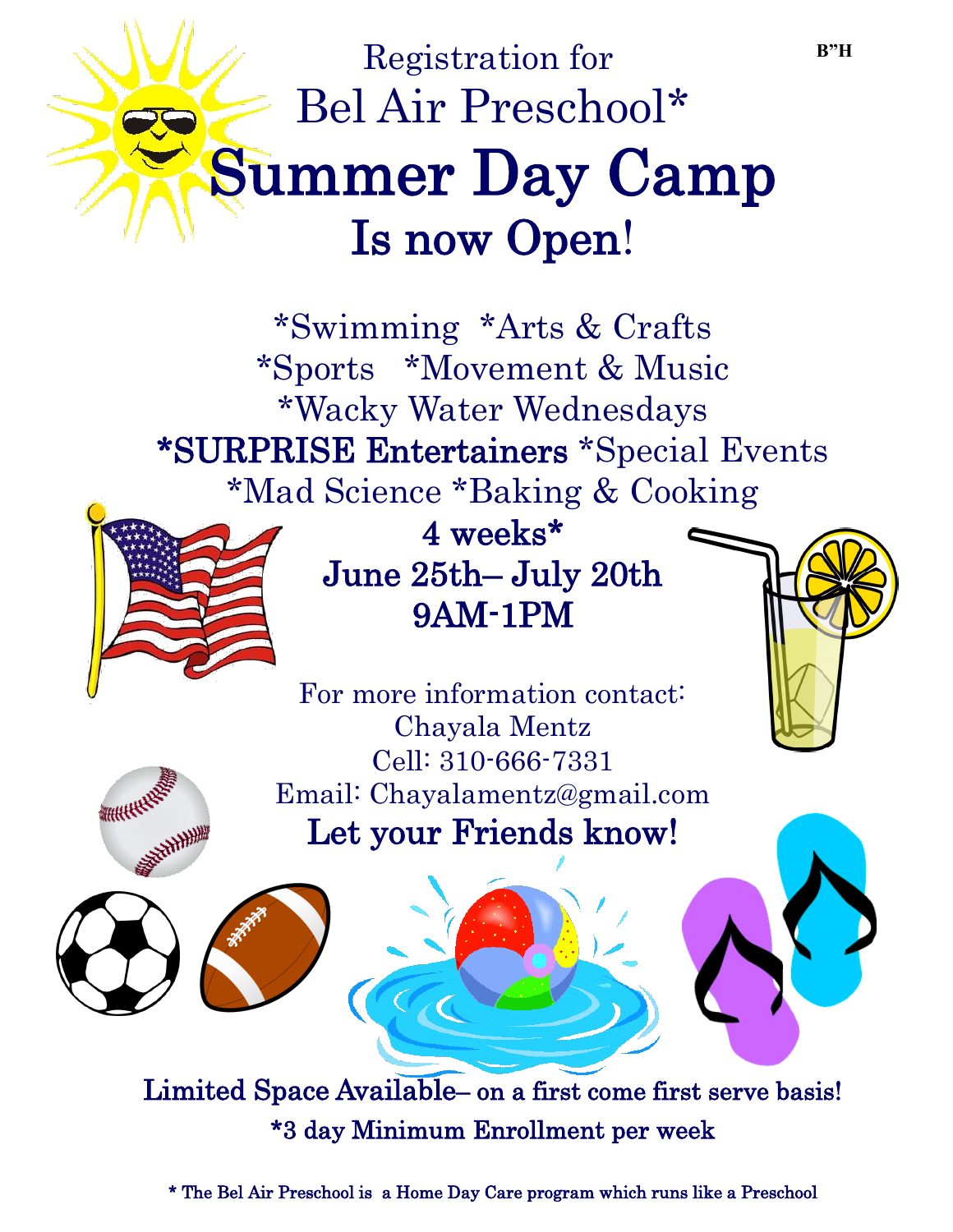B"H

Registration for

# Bel Air Preschool*

# Summer Day Camp

## Is now Open!

*Swimming *Arts & Crafts
*Sports *Movement & Music
*Wacky Water Wednesdays
**\*SURPRISE Entertainers** *Special Events
*Mad Science *Baking & Cooking

**4 weeks***
**June 25th– July 20th**
**9AM-1PM**

For more information contact:
Chayala Mentz
Cell: 310-666-7331
Email: Chayalamentz@gmail.com

**Let your Friends know!**

**Limited Space Available– on a first come first serve basis!**

**\*3 day Minimum Enrollment per week**

**\* The Bel Air Preschool is a Home Day Care program which runs like a Preschool**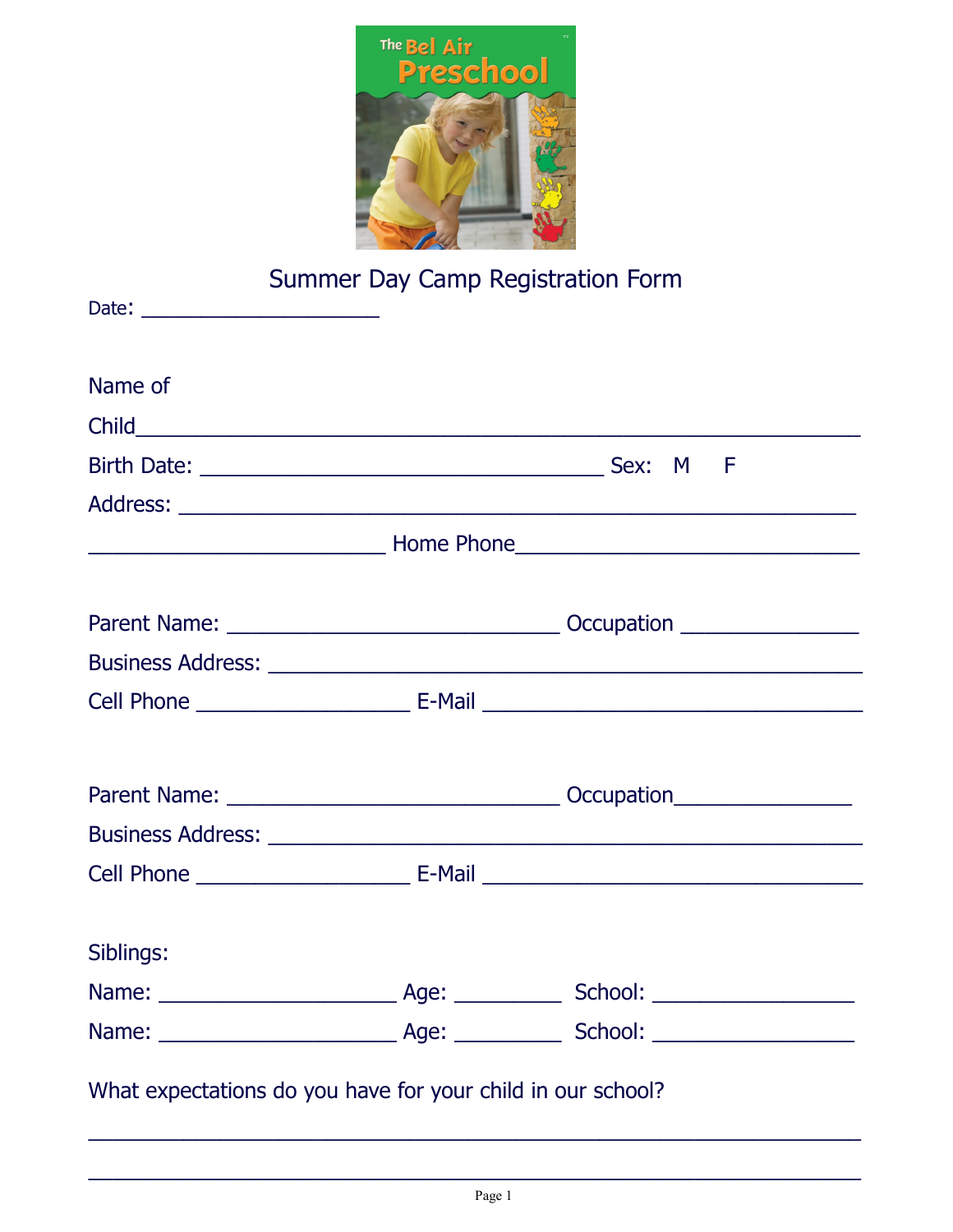The Bel Air Preschool

# Summer Day Camp Registration Form

Date: ____________________

Name of Child____________________________________________________________

Birth Date: __________________________________ Sex: M F

Address: ________________________________________________________

_________________________ Home Phone_____________________________

Parent Name: ____________________________ Occupation _______________

Business Address: __________________________________________________

Cell Phone __________________ E-Mail __________________________________

Parent Name: ____________________________ Occupation_______________

Business Address: __________________________________________________

Cell Phone __________________ E-Mail __________________________________

Siblings:

Name: ____________________ Age: _________ School: _________________

Name: ____________________ Age: _________ School: _________________

What expectations do you have for your child in our school?

_________________________________________________________________

_________________________________________________________________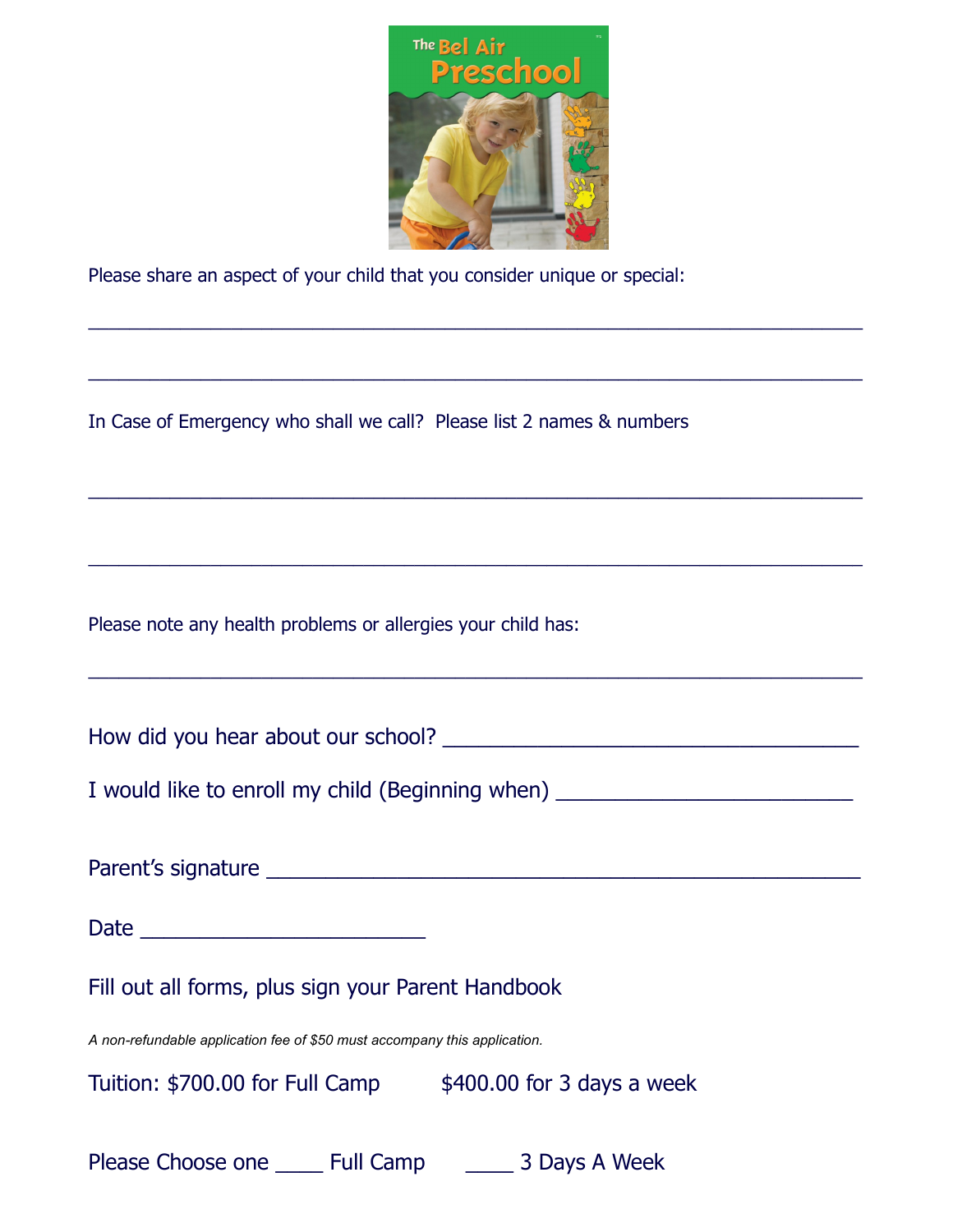Please share an aspect of your child that you consider unique or special:

______________________________________________________________________

______________________________________________________________________

In Case of Emergency who shall we call? Please list 2 names & numbers

______________________________________________________________________

______________________________________________________________________

Please note any health problems or allergies your child has:

______________________________________________________________________

How did you hear about our school? ___________________________________

I would like to enroll my child (Beginning when) __________________________

Parent's signature ____________________________________________________

Date _________________________

Fill out all forms, plus sign your Parent Handbook

*A non-refundable application fee of $50 must accompany this application.*

Tuition: $700.00 for Full Camp $400.00 for 3 days a week

Please Choose one ____ Full Camp ____ 3 Days A Week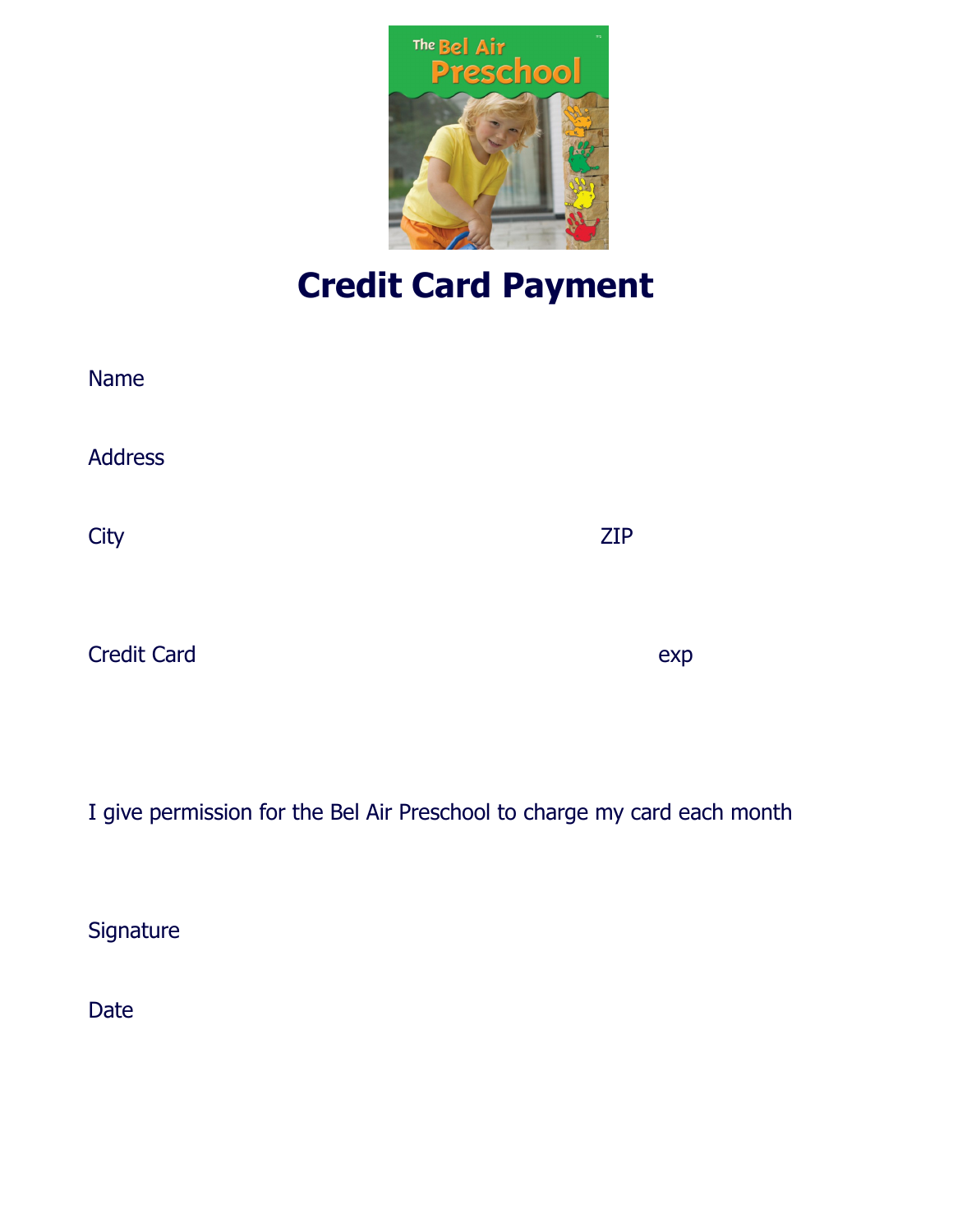# Credit Card Payment

Name

Address

City ZIP

Credit Card exp

I give permission for the Bel Air Preschool to charge my card each month

Signature

Date